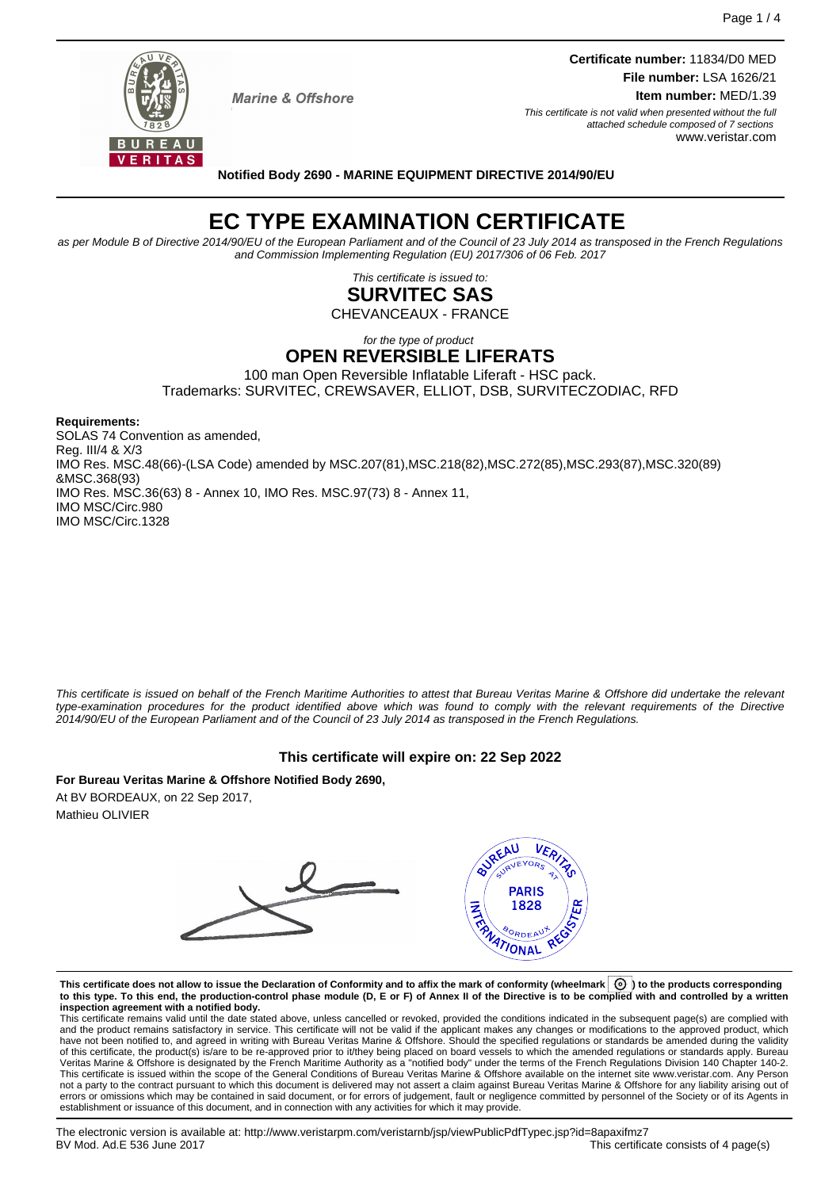**Marine & Offshore**

**Certificate number:** 11834/D0 MED
**File number:** LSA 1626/21
**Item number:** MED/1.39

*This certificate is not valid when presented without the full attached schedule composed of 7 sections*
www.veristar.com

**Notified Body 2690 - MARINE EQUIPMENT DIRECTIVE 2014/90/EU**

# EC TYPE EXAMINATION CERTIFICATE

*as per Module B of Directive 2014/90/EU of the European Parliament and of the Council of 23 July 2014 as transposed in the French Regulations and Commission Implementing Regulation (EU) 2017/306 of 06 Feb. 2017*

*This certificate is issued to:*

## SURVITEC SAS

CHEVANCEAUX - FRANCE

*for the type of product*

## OPEN REVERSIBLE LIFERATS

100 man Open Reversible Inflatable Liferaft - HSC pack.
Trademarks: SURVITEC, CREWSAVER, ELLIOT, DSB, SURVITECZODIAC, RFD

**Requirements:**
SOLAS 74 Convention as amended,
Reg. III/4 & X/3
IMO Res. MSC.48(66)-(LSA Code) amended by MSC.207(81),MSC.218(82),MSC.272(85),MSC.293(87),MSC.320(89) &MSC.368(93)
IMO Res. MSC.36(63) 8 - Annex 10, IMO Res. MSC.97(73) 8 - Annex 11,
IMO MSC/Circ.980
IMO MSC/Circ.1328

*This certificate is issued on behalf of the French Maritime Authorities to attest that Bureau Veritas Marine & Offshore did undertake the relevant type-examination procedures for the product identified above which was found to comply with the relevant requirements of the Directive 2014/90/EU of the European Parliament and of the Council of 23 July 2014 as transposed in the French Regulations.*

**This certificate will expire on: 22 Sep 2022**

**For Bureau Veritas Marine & Offshore Notified Body 2690,**
At BV BORDEAUX, on 22 Sep 2017,
Mathieu OLIVIER

**This certificate does not allow to issue the Declaration of Conformity and to affix the mark of conformity (wheelmark) to the products corresponding to this type. To this end, the production-control phase module (D, E or F) of Annex II of the Directive is to be complied with and controlled by a written inspection agreement with a notified body.**

This certificate remains valid until the date stated above, unless cancelled or revoked, provided the conditions indicated in the subsequent page(s) are complied with and the product remains satisfactory in service. This certificate will not be valid if the applicant makes any changes or modifications to the approved product, which have not been notified to, and agreed in writing with Bureau Veritas Marine & Offshore. Should the specified regulations or standards be amended during the validity of this certificate, the product(s) is/are to be re-approved prior to it/they being placed on board vessels to which the amended regulations or standards apply. Bureau Veritas Marine & Offshore is designated by the French Maritime Authority as a "notified body" under the terms of the French Regulations Division 140 Chapter 140-2. This certificate is issued within the scope of the General Conditions of Bureau Veritas Marine & Offshore available on the internet site www.veristar.com. Any Person not a party to the contract pursuant to which this document is delivered may not assert a claim against Bureau Veritas Marine & Offshore for any liability arising out of errors or omissions which may be contained in said document, or for errors of judgement, fault or negligence committed by personnel of the Society or of its Agents in establishment or issuance of this document, and in connection with any activities for which it may provide.

The electronic version is available at: http://www.veristarpm.com/veristarnb/jsp/viewPublicPdfTypec.jsp?id=8apaxifmz7
BV Mod. Ad.E 536 June 2017
This certificate consists of 4 page(s)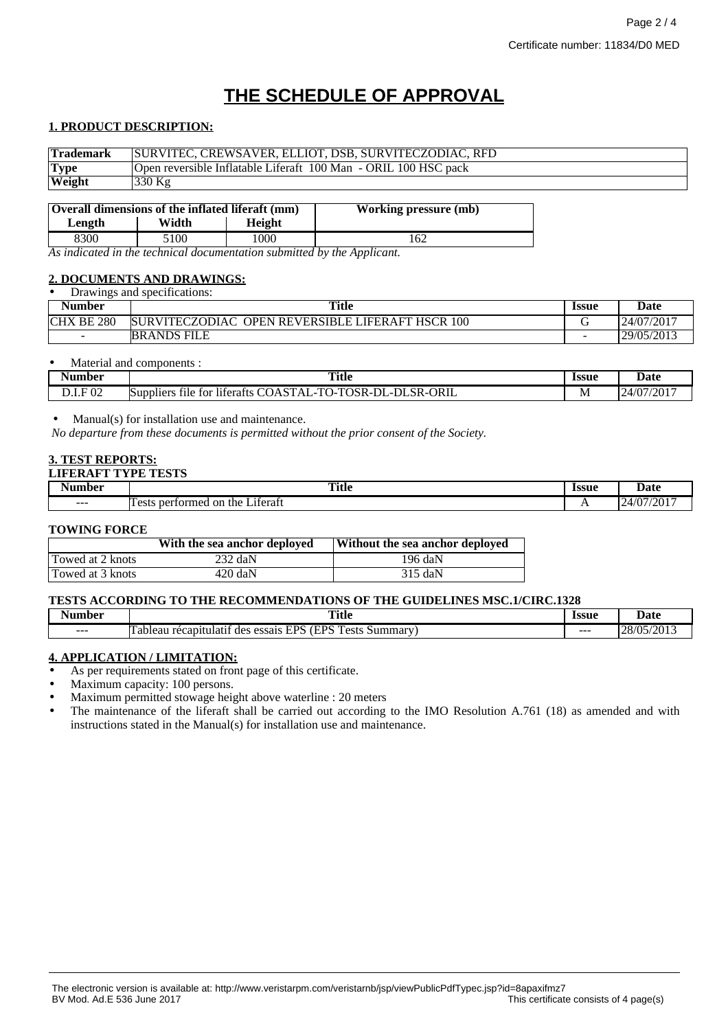# THE SCHEDULE OF APPROVAL

## 1. PRODUCT DESCRIPTION:

| Trademark | SURVITEC, CREWSAVER, ELLIOT, DSB, SURVITECZODIAC, RFD |
|---|---|
| Type | Open reversible Inflatable Liferaft 100 Man - ORIL 100 HSC pack |
| Weight | 330 Kg |

| Overall dimensions of the inflated liferaft (mm) | | | Working pressure (mb) |
|---|---|---|---|
| Length | Width | Height | |
| 8300 | 5100 | 1000 | 162 |

*As indicated in the technical documentation submitted by the Applicant.*

## 2. DOCUMENTS AND DRAWINGS:

- Drawings and specifications:

| Number | Title | Issue | Date |
|---|---|---|---|
| CHX BE 280 | SURVITECZODIAC OPEN REVERSIBLE LIFERAFT HSCR 100 | G | 24/07/2017 |
| - | BRANDS FILE | - | 29/05/2013 |

- Material and components :

| Number | Title | Issue | Date |
|---|---|---|---|
| D.I.F 02 | Suppliers file for liferafts COASTAL-TO-TOSR-DL-DLSR-ORIL | M | 24/07/2017 |

- Manual(s) for installation use and maintenance.

*No departure from these documents is permitted without the prior consent of the Society.*

## 3. TEST REPORTS:

**LIFERAFT TYPE TESTS**

| Number | Title | Issue | Date |
|---|---|---|---|
| --- | Tests performed on the Liferaft | A | 24/07/2017 |

**TOWING FORCE**

| | With the sea anchor deployed | Without the sea anchor deployed |
|---|---|---|
| Towed at 2 knots | 232 daN | 196 daN |
| Towed at 3 knots | 420 daN | 315 daN |

**TESTS ACCORDING TO THE RECOMMENDATIONS OF THE GUIDELINES MSC.1/CIRC.1328**

| Number | Title | Issue | Date |
|---|---|---|---|
| --- | Tableau récapitulatif des essais EPS (EPS Tests Summary) | --- | 28/05/2013 |

## 4. APPLICATION / LIMITATION:

- As per requirements stated on front page of this certificate.
- Maximum capacity: 100 persons.
- Maximum permitted stowage height above waterline : 20 meters
- The maintenance of the liferaft shall be carried out according to the IMO Resolution A.761 (18) as amended and with instructions stated in the Manual(s) for installation use and maintenance.

The electronic version is available at: http://www.veristarpm.com/veristarnb/jsp/viewPublicPdfTypec.jsp?id=8apaxifmz7
BV Mod. Ad.E 536 June 2017 This certificate consists of 4 page(s)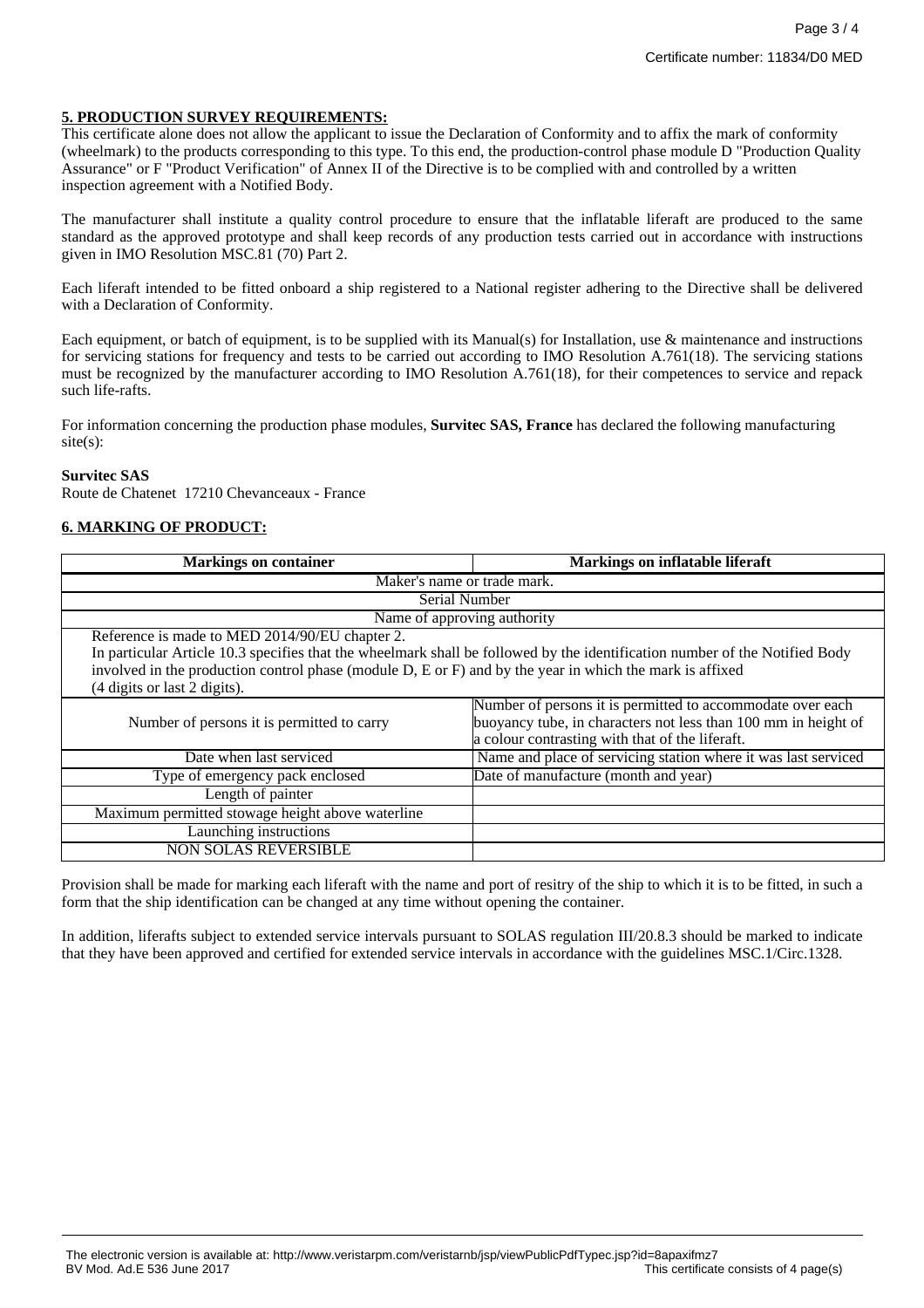## 5. PRODUCTION SURVEY REQUIREMENTS:

This certificate alone does not allow the applicant to issue the Declaration of Conformity and to affix the mark of conformity (wheelmark) to the products corresponding to this type. To this end, the production-control phase module D "Production Quality Assurance" or F "Product Verification" of Annex II of the Directive is to be complied with and controlled by a written inspection agreement with a Notified Body.

The manufacturer shall institute a quality control procedure to ensure that the inflatable liferaft are produced to the same standard as the approved prototype and shall keep records of any production tests carried out in accordance with instructions given in IMO Resolution MSC.81 (70) Part 2.

Each liferaft intended to be fitted onboard a ship registered to a National register adhering to the Directive shall be delivered with a Declaration of Conformity.

Each equipment, or batch of equipment, is to be supplied with its Manual(s) for Installation, use & maintenance and instructions for servicing stations for frequency and tests to be carried out according to IMO Resolution A.761(18). The servicing stations must be recognized by the manufacturer according to IMO Resolution A.761(18), for their competences to service and repack such life-rafts.

For information concerning the production phase modules, **Survitec SAS, France** has declared the following manufacturing site(s):

**Survitec SAS**
Route de Chatenet 17210 Chevanceaux - France

## 6. MARKING OF PRODUCT:

| Markings on container | Markings on inflatable liferaft |
|---|---|
| Maker's name or trade mark. | |
| Serial Number | |
| Name of approving authority | |
| Reference is made to MED 2014/90/EU chapter 2. In particular Article 10.3 specifies that the wheelmark shall be followed by the identification number of the Notified Body involved in the production control phase (module D, E or F) and by the year in which the mark is affixed (4 digits or last 2 digits). | |
| Number of persons it is permitted to carry | Number of persons it is permitted to accommodate over each buoyancy tube, in characters not less than 100 mm in height of a colour contrasting with that of the liferaft. |
| Date when last serviced | Name and place of servicing station where it was last serviced |
| Type of emergency pack enclosed | Date of manufacture (month and year) |
| Length of painter | |
| Maximum permitted stowage height above waterline | |
| Launching instructions | |
| NON SOLAS REVERSIBLE | |

Provision shall be made for marking each liferaft with the name and port of resitry of the ship to which it is to be fitted, in such a form that the ship identification can be changed at any time without opening the container.

In addition, liferafts subject to extended service intervals pursuant to SOLAS regulation III/20.8.3 should be marked to indicate that they have been approved and certified for extended service intervals in accordance with the guidelines MSC.1/Circ.1328.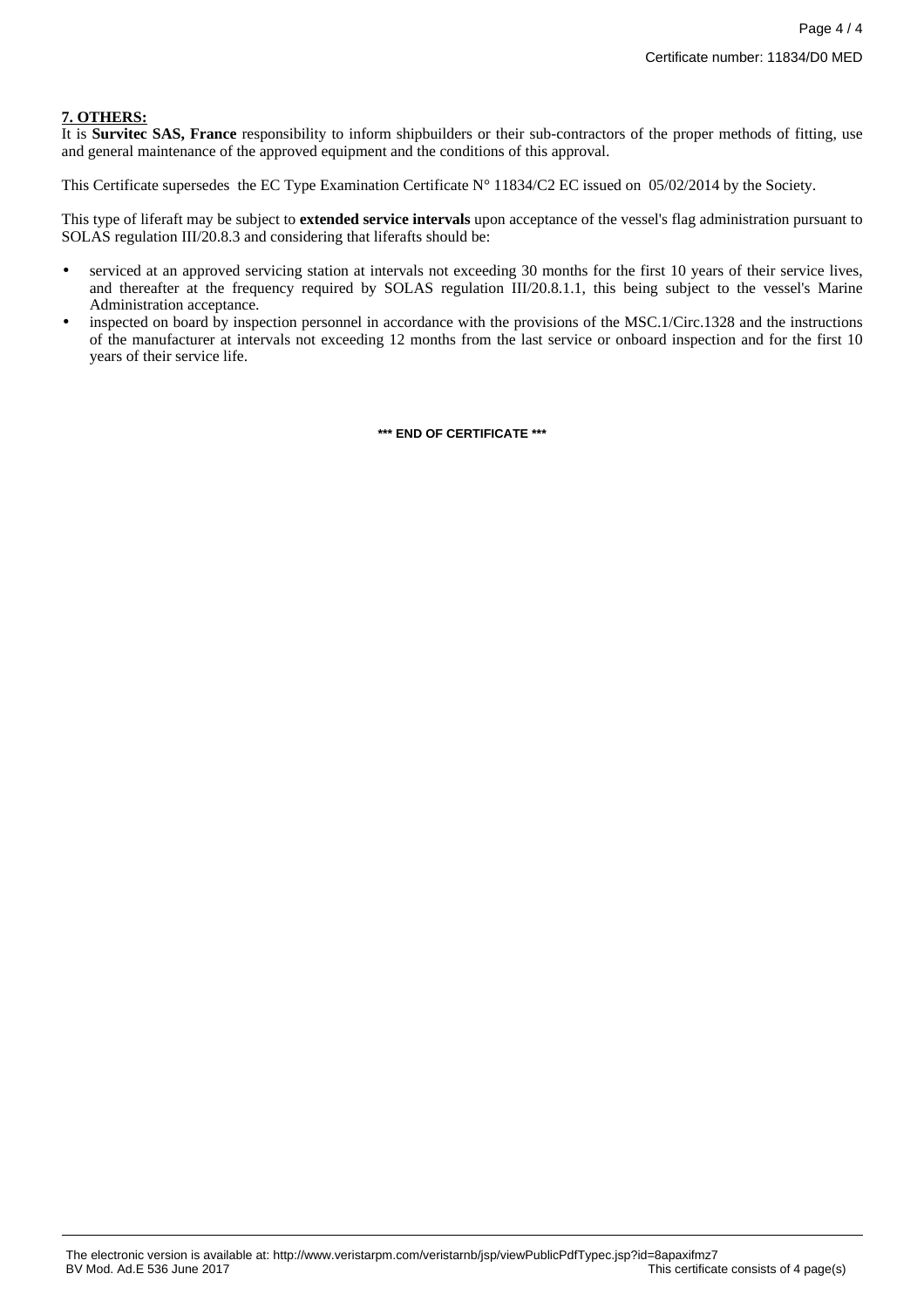## 7. OTHERS:

It is **Survitec SAS, France** responsibility to inform shipbuilders or their sub-contractors of the proper methods of fitting, use and general maintenance of the approved equipment and the conditions of this approval.

This Certificate supersedes the EC Type Examination Certificate N° 11834/C2 EC issued on 05/02/2014 by the Society.

This type of liferaft may be subject to **extended service intervals** upon acceptance of the vessel's flag administration pursuant to SOLAS regulation III/20.8.3 and considering that liferafts should be:

- serviced at an approved servicing station at intervals not exceeding 30 months for the first 10 years of their service lives, and thereafter at the frequency required by SOLAS regulation III/20.8.1.1, this being subject to the vessel's Marine Administration acceptance.
- inspected on board by inspection personnel in accordance with the provisions of the MSC.1/Circ.1328 and the instructions of the manufacturer at intervals not exceeding 12 months from the last service or onboard inspection and for the first 10 years of their service life.

**\*\*\* END OF CERTIFICATE \*\*\***

The electronic version is available at: http://www.veristarpm.com/veristarnb/jsp/viewPublicPdfTypec.jsp?id=8apaxifmz7
BV Mod. Ad.E 536 June 2017